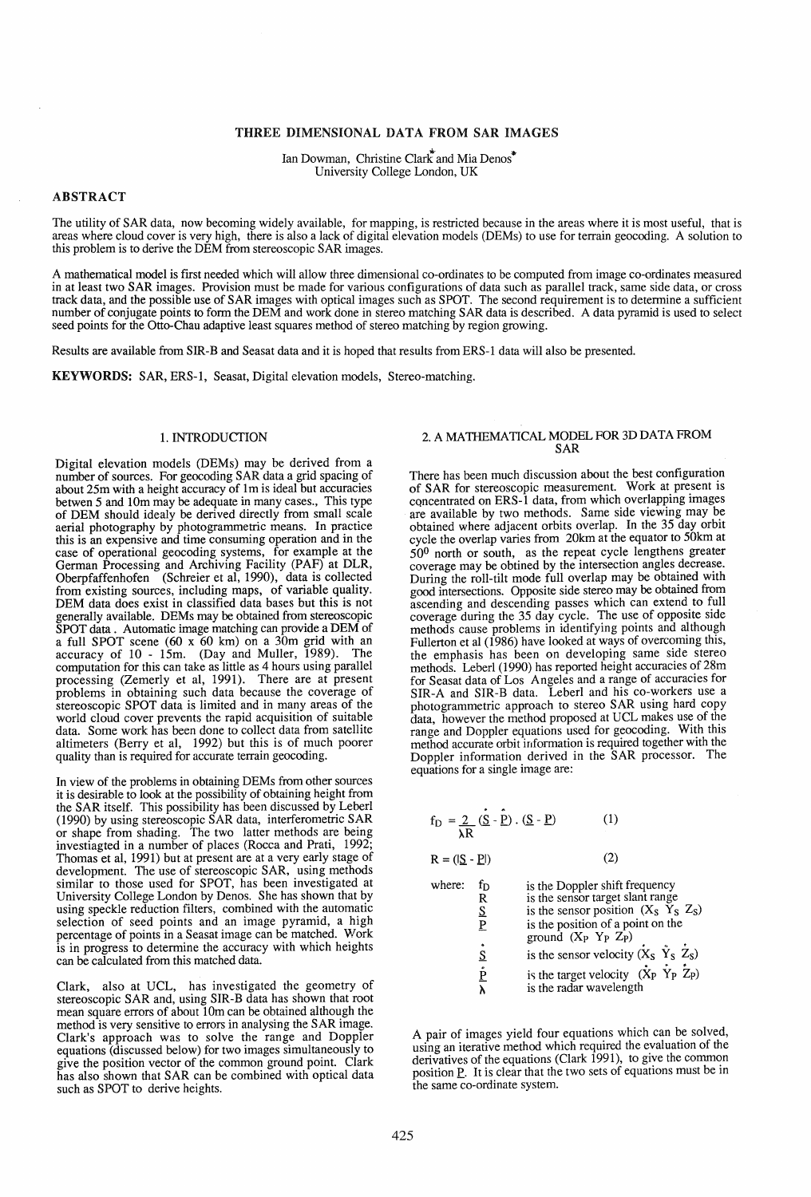# THREE DIMENSIONAL DATA FROM SAR IMAGES

Ian Dowman, Christine Clark* and Mia Denos*
University College London, UK

## ABSTRACT

The utility of SAR data, now becoming widely available, for mapping, is restricted because in the areas where it is most useful, that is areas where cloud cover is very high, there is also a lack of digital elevation models (DEMs) to use for terrain geocoding. A solution to this problem is to derive the DEM from stereoscopic SAR images.

A mathematical model is first needed which will allow three dimensional co-ordinates to be computed from image co-ordinates measured in at least two SAR images. Provision must be made for various configurations of data such as parallel track, same side data, or cross track data, and the possible use of SAR images with optical images such as SPOT. The second requirement is to determine a sufficient number of conjugate points to form the DEM and work done in stereo matching SAR data is described. A data pyramid is used to select seed points for the Otto-Chau adaptive least squares method of stereo matching by region growing.

Results are available from SIR-B and Seasat data and it is hoped that results from ERS-1 data will also be presented.

**KEYWORDS:** SAR, ERS-1, Seasat, Digital elevation models, Stereo-matching.

## 1. INTRODUCTION

Digital elevation models (DEMs) may be derived from a number of sources. For geocoding SAR data a grid spacing of about 25m with a height accuracy of 1m is ideal but accuracies betwen 5 and 10m may be adequate in many cases., This type of DEM should idealy be derived directly from small scale aerial photography by photogrammetric means. In practice this is an expensive and time consuming operation and in the case of operational geocoding systems, for example at the German Processing and Archiving Facility (PAF) at DLR, Oberpfaffenhofen (Schreier et al, 1990), data is collected from existing sources, including maps, of variable quality. DEM data does exist in classified data bases but this is not generally available. DEMs may be obtained from stereoscopic SPOT data . Automatic image matching can provide a DEM of a full SPOT scene (60 x 60 km) on a 30m grid with an accuracy of 10 - 15m. (Day and Muller, 1989). The computation for this can take as little as 4 hours using parallel processing (Zemerly et al, 1991). There are at present problems in obtaining such data because the coverage of stereoscopic SPOT data is limited and in many areas of the world cloud cover prevents the rapid acquisition of suitable data. Some work has been done to collect data from satellite altimeters (Berry et al, 1992) but this is of much poorer quality than is required for accurate terrain geocoding.

In view of the problems in obtaining DEMs from other sources it is desirable to look at the possibility of obtaining height from the SAR itself. This possibility has been discussed by Leberl (1990) by using stereoscopic SAR data, interferometric SAR or shape from shading. The two latter methods are being investiagted in a number of places (Rocca and Prati, 1992; Thomas et al, 1991) but at present are at a very early stage of development. The use of stereoscopic SAR, using methods similar to those used for SPOT, has been investigated at University College London by Denos. She has shown that by using speckle reduction filters, combined with the automatic selection of seed points and an image pyramid, a high percentage of points in a Seasat image can be matched. Work is in progress to determine the accuracy with which heights can be calculated from this matched data.

Clark, also at UCL, has investigated the geometry of stereoscopic SAR and, using SIR-B data has shown that root mean square errors of about 10m can be obtained although the method is very sensitive to errors in analysing the SAR image. Clark's approach was to solve the range and Doppler equations (discussed below) for two images simultaneously to give the position vector of the common ground point. Clark has also shown that SAR can be combined with optical data such as SPOT to derive heights.

## 2. A MATHEMATICAL MODEL FOR 3D DATA FROM SAR

There has been much discussion about the best configuration of SAR for stereoscopic measurement. Work at present is concentrated on ERS-1 data, from which overlapping images are available by two methods. Same side viewing may be obtained where adjacent orbits overlap. In the 35 day orbit cycle the overlap varies from 20km at the equator to 50km at $50^0$ north or south, as the repeat cycle lengthens greater coverage may be obtined by the intersection angles decrease. During the roll-tilt mode full overlap may be obtained with good intersections. Opposite side stereo may be obtained from ascending and descending passes which can extend to full coverage during the 35 day cycle. The use of opposite side methods cause problems in identifying points and although Fullerton et al (1986) have looked at ways of overcoming this, the emphasis has been on developing same side stereo methods. Leberl (1990) has reported height accuracies of 28m for Seasat data of Los Angeles and a range of accuracies for SIR-A and SIR-B data. Leberl and his co-workers use a photogrammetric approach to stereo SAR using hard copy data, however the method proposed at UCL makes use of the range and Doppler equations used for geocoding. With this method accurate orbit information is required together with the Doppler information derived in the SAR processor. The equations for a single image are:

$$f_D = \frac{2}{\lambda R} (\underline{\dot{S}} - \underline{\dot{P}}) \cdot (\underline{S} - \underline{P}) \qquad (1)$$

$$R = (|\underline{S} - \underline{P}|) \qquad (2)$$

where:
- $f_D$ is the Doppler shift frequency
- $R$ is the sensor target slant range
- $\underline{S}$ is the sensor position $(X_S\ Y_S\ Z_S)$
- $\underline{P}$ is the position of a point on the ground $(X_P\ Y_P\ Z_P)$
- $\underline{\dot{S}}$ is the sensor velocity $(\dot{X}_S\ \dot{Y}_S\ \dot{Z}_S)$
- $\underline{\dot{P}}$ is the target velocity $(\dot{X}_P\ \dot{Y}_P\ \dot{Z}_P)$
- $\lambda$ is the radar wavelength

A pair of images yield four equations which can be solved, using an iterative method which required the evaluation of the derivatives of the equations (Clark 1991), to give the common position $\underline{P}$. It is clear that the two sets of equations must be in the same co-ordinate system.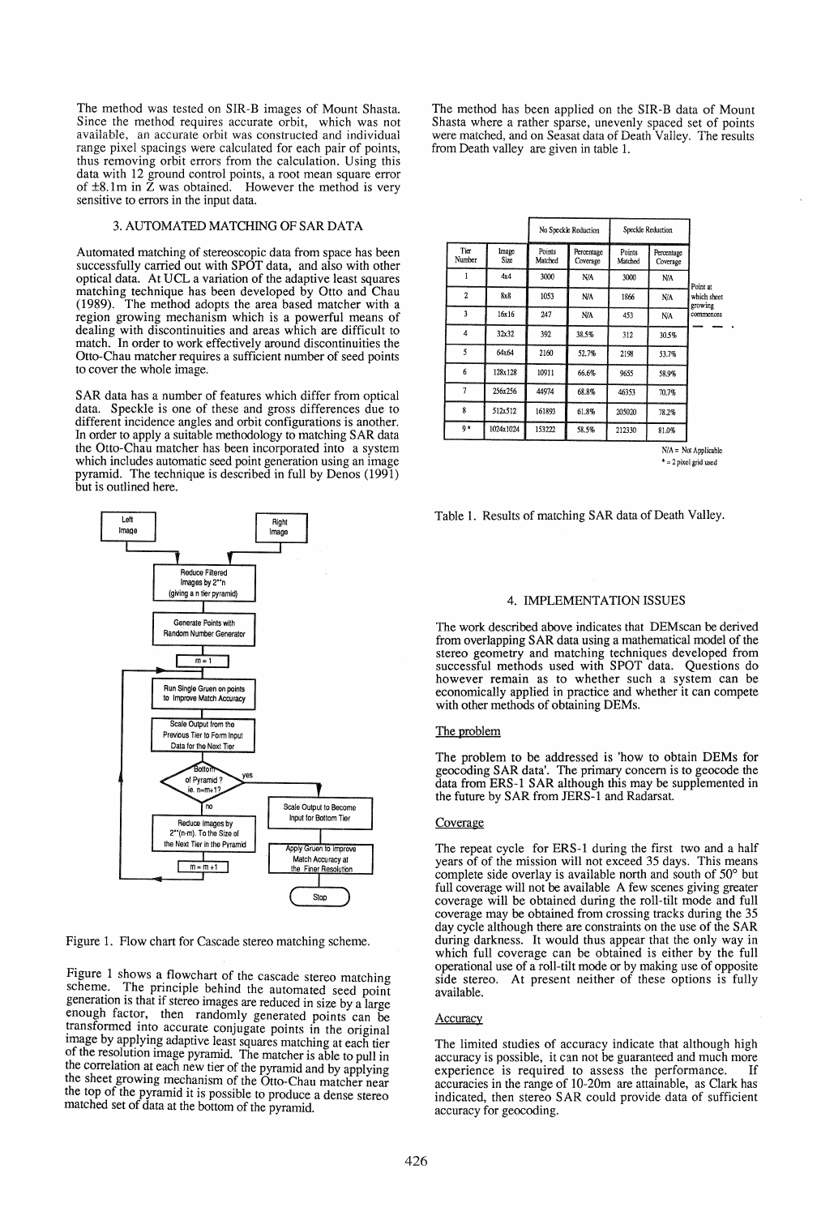The method was tested on SIR-B images of Mount Shasta. Since the method requires accurate orbit, which was not available, an accurate orbit was constructed and individual range pixel spacings were calculated for each pair of points, thus removing orbit errors from the calculation. Using this data with 12 ground control points, a root mean square error of ±8.1m in Z was obtained. However the method is very sensitive to errors in the input data.

## 3. AUTOMATED MATCHING OF SAR DATA

Automated matching of stereoscopic data from space has been successfully carried out with SPOT data, and also with other optical data. At UCL a variation of the adaptive least squares matching technique has been developed by Otto and Chau (1989). The method adopts the area based matcher with a region growing mechanism which is a powerful means of dealing with discontinuities and areas which are difficult to match. In order to work effectively around discontinuities the Otto-Chau matcher requires a sufficient number of seed points to cover the whole image.

SAR data has a number of features which differ from optical data. Speckle is one of these and gross differences due to different incidence angles and orbit configurations is another. In order to apply a suitable methodology to matching SAR data the Otto-Chau matcher has been incorporated into a system which includes automatic seed point generation using an image pyramid. The technique is described in full by Denos (1991) but is outlined here.

Left Image

Right Image

Reduce Filtered Images by 2**n (giving a n tier pyramid)

Generate Points with Random Number Generator

m = 1

Run Single Gruen on points to Improve Match Accuracy

Scale Output from the Previous Tier to Form Input Data for the Next Tier

Bottom of Pyramid ? ie. n=m+1?

yes

no

Reduce Images by 2**(n-m). To the Size of the Next Tier in the Pyramid

m = m +1

Scale Output to Become Input for Bottom Tier

Apply Gruen to Improve Match Accuracy at the Finer Resolution

Stop

Figure 1. Flow chart for Cascade stereo matching scheme.

Figure 1 shows a flowchart of the cascade stereo matching scheme. The principle behind the automated seed point generation is that if stereo images are reduced in size by a large enough factor, then randomly generated points can be transformed into accurate conjugate points in the original image by applying adaptive least squares matching at each tier of the resolution image pyramid. The matcher is able to pull in the correlation at each new tier of the pyramid and by applying the sheet growing mechanism of the Otto-Chau matcher near the top of the pyramid it is possible to produce a dense stereo matched set of data at the bottom of the pyramid.

The method has been applied on the SIR-B data of Mount Shasta where a rather sparse, unevenly spaced set of points were matched, and on Seasat data of Death Valley. The results from Death valley are given in table 1.

| | | No Speckle Reduction | | Speckle Reduction | | |
|---|---|---|---|---|---|---|
| Tier Number | Image Size | Points Matched | Percentage Coverage | Points Matched | Percentage Coverage | |
| 1 | 4x4 | 3000 | N/A | 3000 | N/A | |
| 2 | 8x8 | 1053 | N/A | 1866 | N/A | Point at which sheet growing commences |
| 3 | 16x16 | 247 | N/A | 453 | N/A | |
| 4 | 32x32 | 392 | 38.5% | 312 | 30.5% | |
| 5 | 64x64 | 2160 | 52.7% | 2198 | 53.7% | |
| 6 | 128x128 | 10911 | 66.6% | 9655 | 58.9% | |
| 7 | 256x256 | 44974 | 68.8% | 46353 | 70.7% | |
| 8 | 512x512 | 161893 | 61.8% | 205020 | 78.2% | |
| 9 * | 1024x1024 | 153222 | 58.5% | 212330 | 81.0% | |

N/A = Not Applicable
* = 2 pixel grid used

Table 1. Results of matching SAR data of Death Valley.

## 4. IMPLEMENTATION ISSUES

The work described above indicates that DEMscan be derived from overlapping SAR data using a mathematical model of the stereo geometry and matching techniques developed from successful methods used with SPOT data. Questions do however remain as to whether such a system can be economically applied in practice and whether it can compete with other methods of obtaining DEMs.

### The problem

The problem to be addressed is 'how to obtain DEMs for geocoding SAR data'. The primary concern is to geocode the data from ERS-1 SAR although this may be supplemented in the future by SAR from JERS-1 and Radarsat.

### Coverage

The repeat cycle for ERS-1 during the first two and a half years of of the mission will not exceed 35 days. This means complete side overlay is available north and south of 50° but full coverage will not be available A few scenes giving greater coverage will be obtained during the roll-tilt mode and full coverage may be obtained from crossing tracks during the 35 day cycle although there are constraints on the use of the SAR during darkness. It would thus appear that the only way in which full coverage can be obtained is either by the full operational use of a roll-tilt mode or by making use of opposite side stereo. At present neither of these options is fully available.

### Accuracy

The limited studies of accuracy indicate that although high accuracy is possible, it can not be guaranteed and much more experience is required to assess the performance. If accuracies in the range of 10-20m are attainable, as Clark has indicated, then stereo SAR could provide data of sufficient accuracy for geocoding.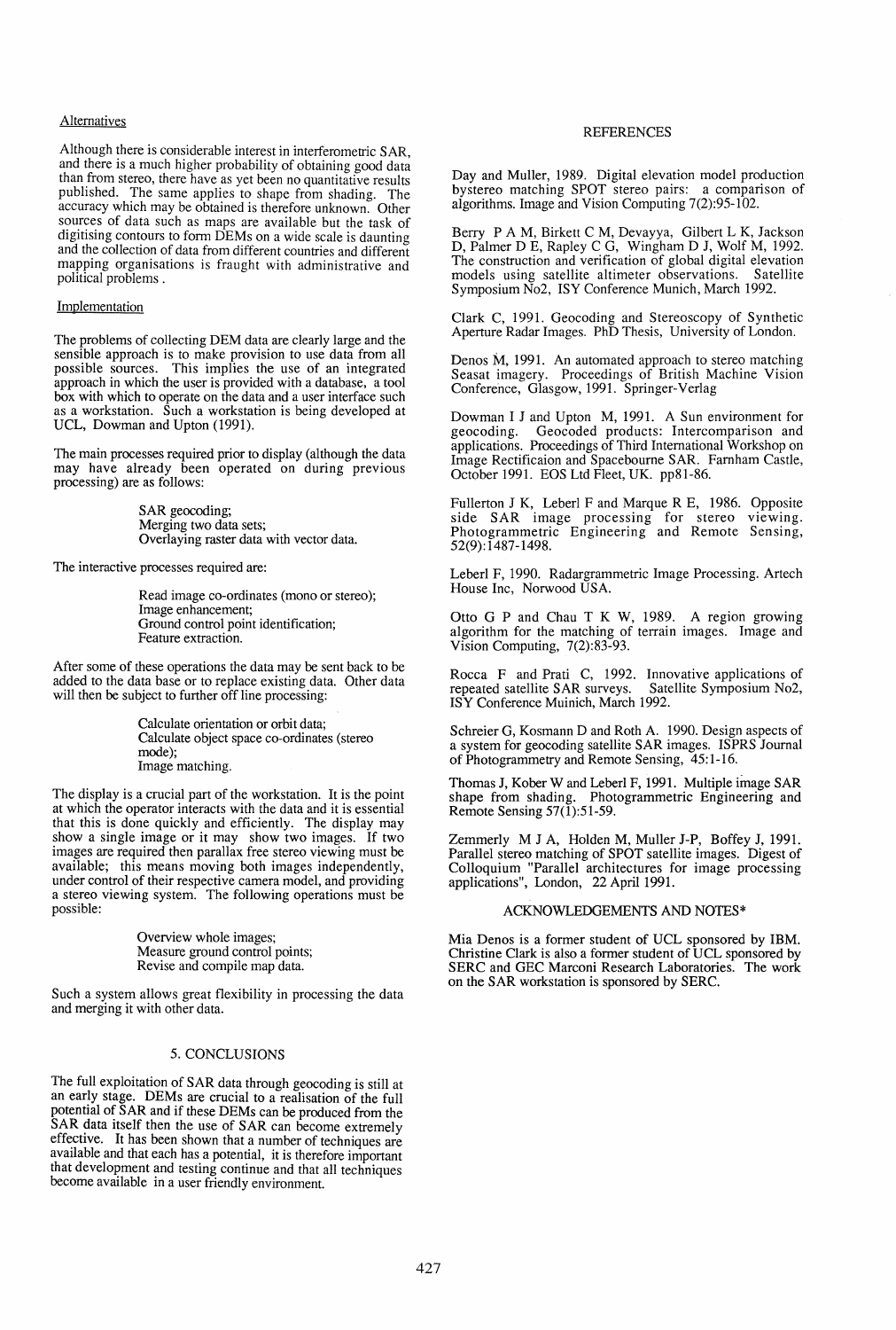### Alternatives

Although there is considerable interest in interferometric SAR, and there is a much higher probability of obtaining good data than from stereo, there have as yet been no quantitative results published. The same applies to shape from shading. The accuracy which may be obtained is therefore unknown. Other sources of data such as maps are available but the task of digitising contours to form DEMs on a wide scale is daunting and the collection of data from different countries and different mapping organisations is fraught with administrative and political problems.

### Implementation

The problems of collecting DEM data are clearly large and the sensible approach is to make provision to use data from all possible sources. This implies the use of an integrated approach in which the user is provided with a database, a tool box with which to operate on the data and a user interface such as a workstation. Such a workstation is being developed at UCL, Dowman and Upton (1991).

The main processes required prior to display (although the data may have already been operated on during previous processing) are as follows:

SAR geocoding;
Merging two data sets;
Overlaying raster data with vector data.

The interactive processes required are:

Read image co-ordinates (mono or stereo);
Image enhancement;
Ground control point identification;
Feature extraction.

After some of these operations the data may be sent back to be added to the data base or to replace existing data. Other data will then be subject to further off line processing:

Calculate orientation or orbit data;
Calculate object space co-ordinates (stereo mode);
Image matching.

The display is a crucial part of the workstation. It is the point at which the operator interacts with the data and it is essential that this is done quickly and efficiently. The display may show a single image or it may show two images. If two images are required then parallax free stereo viewing must be available; this means moving both images independently, under control of their respective camera model, and providing a stereo viewing system. The following operations must be possible:

Overview whole images;
Measure ground control points;
Revise and compile map data.

Such a system allows great flexibility in processing the data and merging it with other data.

## 5. CONCLUSIONS

The full exploitation of SAR data through geocoding is still at an early stage. DEMs are crucial to a realisation of the full potential of SAR and if these DEMs can be produced from the SAR data itself then the use of SAR can become extremely effective. It has been shown that a number of techniques are available and that each has a potential, it is therefore important that development and testing continue and that all techniques become available in a user friendly environment.

## REFERENCES

Day and Muller, 1989. Digital elevation model production bystereo matching SPOT stereo pairs: a comparison of algorithms. Image and Vision Computing 7(2):95-102.

Berry P A M, Birkett C M, Devayya, Gilbert L K, Jackson D, Palmer D E, Rapley C G, Wingham D J, Wolf M, 1992. The construction and verification of global digital elevation models using satellite altimeter observations. Satellite Symposium No2, ISY Conference Munich, March 1992.

Clark C, 1991. Geocoding and Stereoscopy of Synthetic Aperture Radar Images. PhD Thesis, University of London.

Denos M, 1991. An automated approach to stereo matching Seasat imagery. Proceedings of British Machine Vision Conference, Glasgow, 1991. Springer-Verlag

Dowman I J and Upton M, 1991. A Sun environment for geocoding. Geocoded products: Intercomparison and applications. Proceedings of Third International Workshop on Image Rectificaion and Spacebourne SAR. Farnham Castle, October 1991. EOS Ltd Fleet, UK. pp81-86.

Fullerton J K, Leberl F and Marque R E, 1986. Opposite side SAR image processing for stereo viewing. Photogrammetric Engineering and Remote Sensing, 52(9):1487-1498.

Leberl F, 1990. Radargrammetric Image Processing. Artech House Inc, Norwood USA.

Otto G P and Chau T K W, 1989. A region growing algorithm for the matching of terrain images. Image and Vision Computing, 7(2):83-93.

Rocca F and Prati C, 1992. Innovative applications of repeated satellite SAR surveys. Satellite Symposium No2, ISY Conference Muinich, March 1992.

Schreier G, Kosmann D and Roth A. 1990. Design aspects of a system for geocoding satellite SAR images. ISPRS Journal of Photogrammetry and Remote Sensing, 45:1-16.

Thomas J, Kober W and Leberl F, 1991. Multiple image SAR shape from shading. Photogrammetric Engineering and Remote Sensing 57(1):51-59.

Zemmerly M J A, Holden M, Muller J-P, Boffey J, 1991. Parallel stereo matching of SPOT satellite images. Digest of Colloquium "Parallel architectures for image processing applications", London, 22 April 1991.

## ACKNOWLEDGEMENTS AND NOTES*

Mia Denos is a former student of UCL sponsored by IBM. Christine Clark is also a former student of UCL sponsored by SERC and GEC Marconi Research Laboratories. The work on the SAR workstation is sponsored by SERC.